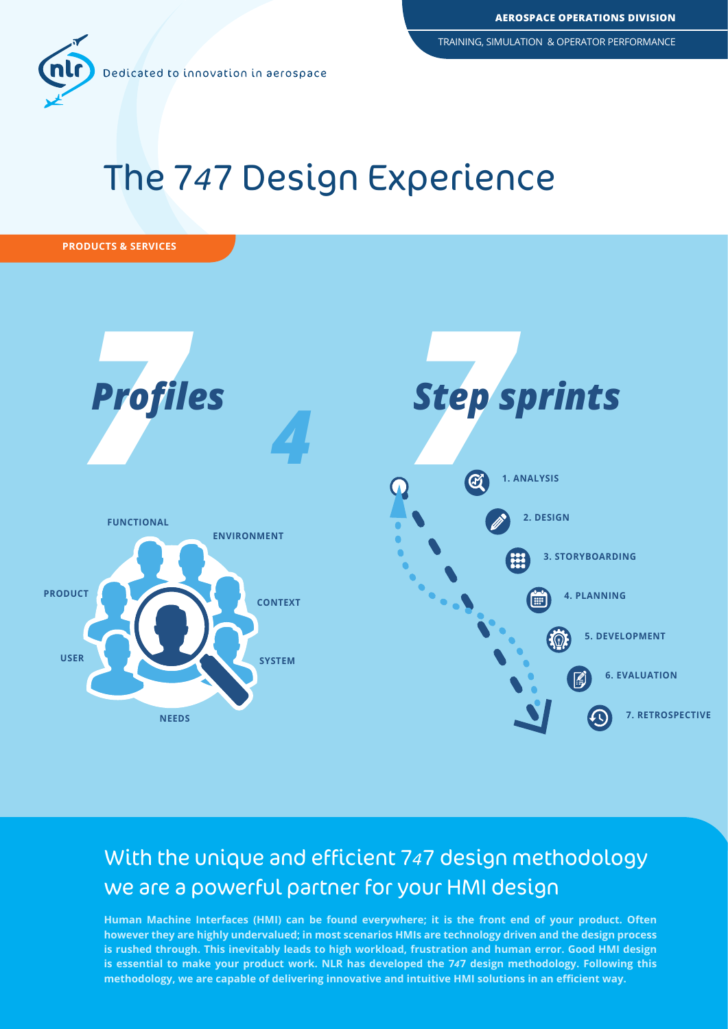AEROSPACE OPERATIONS DIVISION

TRAINING, SIMULATION & OPERATOR PERFORMANCE

Dedicated to innovation in aerospace

# The 747 Design Experience

**PRODUCTS & SERVICES**

## 7 Profiles 4 7 Step sprints

FUNCTIONAL

ENVIRONMENT

PRODUCT

CONTEXT

USER

SYSTEM

NEEDS

1. ANALYSIS
2. DESIGN
3. STORYBOARDING
4. PLANNING
5. DEVELOPMENT
6. EVALUATION
7. RETROSPECTIVE

## With the unique and efficient 747 design methodology we are a powerful partner for your HMI design

**Human Machine Interfaces (HMI) can be found everywhere; it is the front end of your product. Often however they are highly undervalued; in most scenarios HMIs are technology driven and the design process is rushed through. This inevitably leads to high workload, frustration and human error. Good HMI design is essential to make your product work. NLR has developed the 747 design methodology. Following this methodology, we are capable of delivering innovative and intuitive HMI solutions in an efficient way.**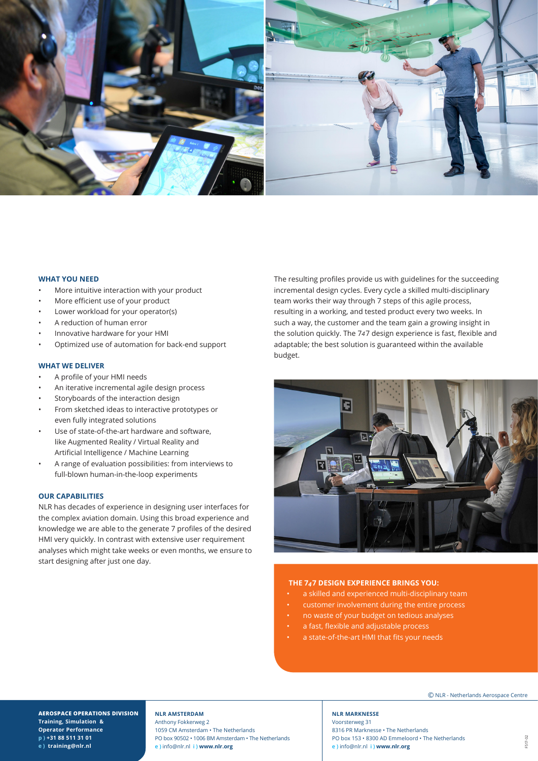## WHAT YOU NEED

- More intuitive interaction with your product
- More efficient use of your product
- Lower workload for your operator(s)
- A reduction of human error
- Innovative hardware for your HMI
- Optimized use of automation for back-end support

## WHAT WE DELIVER

- A profile of your HMI needs
- An iterative incremental agile design process
- Storyboards of the interaction design
- From sketched ideas to interactive prototypes or even fully integrated solutions
- Use of state-of-the-art hardware and software, like Augmented Reality / Virtual Reality and Artificial Intelligence / Machine Learning
- A range of evaluation possibilities: from interviews to full-blown human-in-the-loop experiments

## OUR CAPABILITIES

NLR has decades of experience in designing user interfaces for the complex aviation domain. Using this broad experience and knowledge we are able to the generate 7 profiles of the desired HMI very quickly. In contrast with extensive user requirement analyses which might take weeks or even months, we ensure to start designing after just one day.

The resulting profiles provide us with guidelines for the succeeding incremental design cycles. Every cycle a skilled multi-disciplinary team works their way through 7 steps of this agile process, resulting in a working, and tested product every two weeks. In such a way, the customer and the team gain a growing insight in the solution quickly. The 747 design experience is fast, flexible and adaptable; the best solution is guaranteed within the available budget.

## THE 747 DESIGN EXPERIENCE BRINGS YOU:

- a skilled and experienced multi-disciplinary team
- customer involvement during the entire process
- no waste of your budget on tedious analyses
- a fast, flexible and adjustable process
- a state-of-the-art HMI that fits your needs

© NLR - Netherlands Aerospace Centre

**AEROSPACE OPERATIONS DIVISION**
**Training, Simulation & Operator Performance**
**p ) +31 88 511 31 01**
**e ) training@nlr.nl**

**NLR AMSTERDAM**
Anthony Fokkerweg 2
1059 CM Amsterdam • The Netherlands
PO box 90502 • 1006 BM Amsterdam • The Netherlands
e ) info@nlr.nl i ) **www.nlr.org**

**NLR MARKNESSE**
Voorsterweg 31
8316 PR Marknesse • The Netherlands
PO box 153 • 8300 AD Emmeloord • The Netherlands
e ) info@nlr.nl i ) **www.nlr.org**

FS17-02